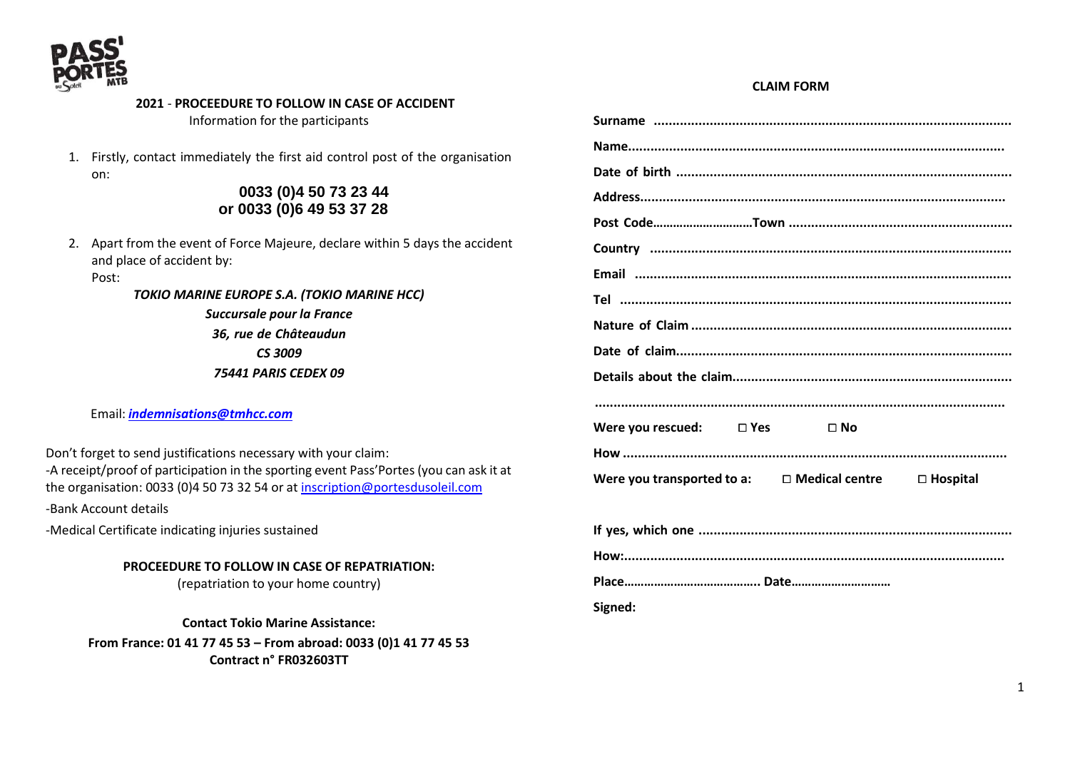**2021 - PROCEEDURE TO FOLLOW IN CASE OF ACCIDENT**
Information for the participants

1. Firstly, contact immediately the first aid control post of the organisation on:

   **0033 (0)4 50 73 23 44**
   **or 0033 (0)6 49 53 37 28**

2. Apart from the event of Force Majeure, declare within 5 days the accident and place of accident by:
   Post:

   ***TOKIO MARINE EUROPE S.A. (TOKIO MARINE HCC)***
   ***Succursale pour la France***
   ***36, rue de Châteaudun***
   ***CS 3009***
   ***75441 PARIS CEDEX 09***

   Email: ***indemnisations@tmhcc.com***

Don't forget to send justifications necessary with your claim:
-A receipt/proof of participation in the sporting event Pass'Portes (you can ask it at the organisation: 0033 (0)4 50 73 32 54 or at inscription@portesdusoleil.com

-Bank Account details

-Medical Certificate indicating injuries sustained

**PROCEEDURE TO FOLLOW IN CASE OF REPATRIATION:**
(repatriation to your home country)

**Contact Tokio Marine Assistance:**
**From France: 01 41 77 45 53 – From abroad: 0033 (0)1 41 77 45 53**
**Contract n° FR032603TT**

**CLAIM FORM**

**Surname** ..............................................................................................

**Name**...................................................................................................

**Date of birth** ........................................................................................

**Address**................................................................................................

**Post Code**..............................**Town** ...........................................................

**Country** ..............................................................................................

**Email** ..................................................................................................

**Tel** ......................................................................................................

**Nature of Claim** ....................................................................................

**Date of claim**........................................................................................

**Details about the claim**..........................................................................

.............................................................................................................

**Were you rescued:** ☐ **Yes** ☐ **No**

**How** .....................................................................................................

**Were you transported to a:** ☐ **Medical centre** ☐ **Hospital**

**If yes, which one** ..................................................................................

**How:**.....................................................................................................

**Place**......................................... **Date**..............................

**Signed:**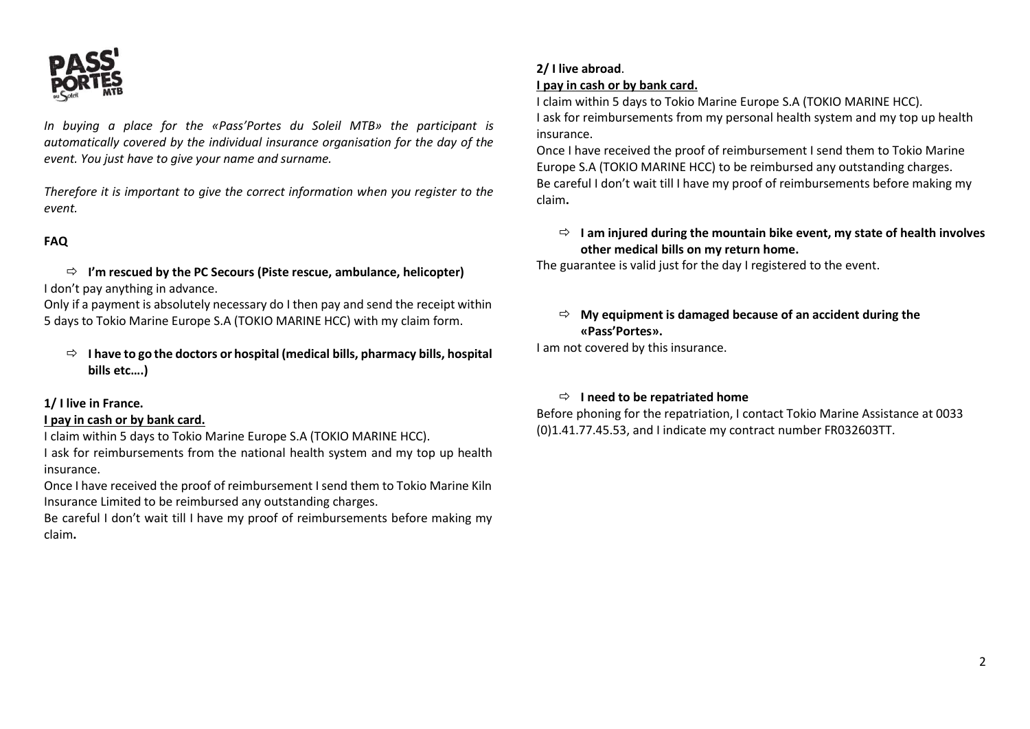*In buying a place for the «Pass'Portes du Soleil MTB» the participant is automatically covered by the individual insurance organisation for the day of the event. You just have to give your name and surname.*

*Therefore it is important to give the correct information when you register to the event.*

**FAQ**

⇨ **I'm rescued by the PC Secours (Piste rescue, ambulance, helicopter)**

I don't pay anything in advance.
Only if a payment is absolutely necessary do I then pay and send the receipt within 5 days to Tokio Marine Europe S.A (TOKIO MARINE HCC) with my claim form.

⇨ **I have to go the doctors or hospital (medical bills, pharmacy bills, hospital bills etc….)**

**1/ I live in France.**

**<u>I pay in cash or by bank card.</u>**

I claim within 5 days to Tokio Marine Europe S.A (TOKIO MARINE HCC).
I ask for reimbursements from the national health system and my top up health insurance.
Once I have received the proof of reimbursement I send them to Tokio Marine Kiln Insurance Limited to be reimbursed any outstanding charges.
Be careful I don't wait till I have my proof of reimbursements before making my claim**.**

**2/ I live abroad**.

**<u>I pay in cash or by bank card.</u>**

I claim within 5 days to Tokio Marine Europe S.A (TOKIO MARINE HCC).
I ask for reimbursements from my personal health system and my top up health insurance.
Once I have received the proof of reimbursement I send them to Tokio Marine Europe S.A (TOKIO MARINE HCC) to be reimbursed any outstanding charges.
Be careful I don't wait till I have my proof of reimbursements before making my claim**.**

⇨ **I am injured during the mountain bike event, my state of health involves other medical bills on my return home.**

The guarantee is valid just for the day I registered to the event.

⇨ **My equipment is damaged because of an accident during the «Pass'Portes».**

I am not covered by this insurance.

⇨ **I need to be repatriated home**

Before phoning for the repatriation, I contact Tokio Marine Assistance at 0033 (0)1.41.77.45.53, and I indicate my contract number FR032603TT.